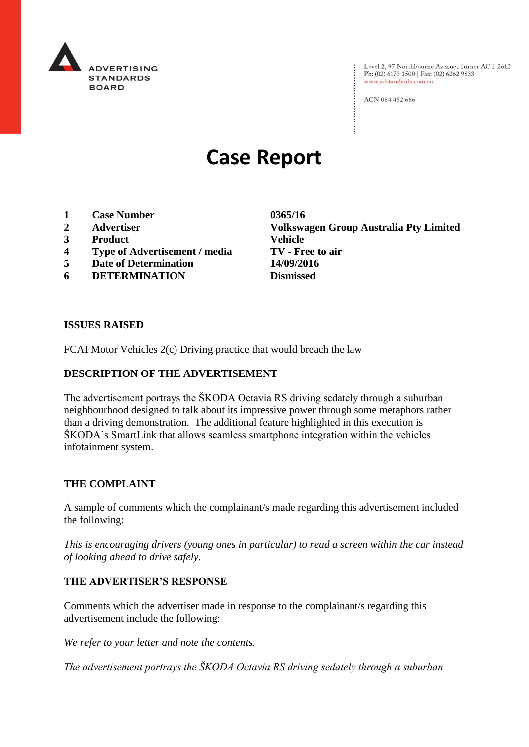ADVERTISING STANDARDS BOARD

Level 2, 97 Northbourne Avenue, Turner ACT 2612
Ph: (02) 6173 1500 | Fax: (02) 6262 9833
www.adstandards.com.au

ACN 084 452 666

# Case Report

| | | |
|---|---|---|
| **1** | **Case Number** | **0365/16** |
| **2** | **Advertiser** | **Volkswagen Group Australia Pty Limited** |
| **3** | **Product** | **Vehicle** |
| **4** | **Type of Advertisement / media** | **TV - Free to air** |
| **5** | **Date of Determination** | **14/09/2016** |
| **6** | **DETERMINATION** | **Dismissed** |

**ISSUES RAISED**

FCAI Motor Vehicles 2(c) Driving practice that would breach the law

**DESCRIPTION OF THE ADVERTISEMENT**

The advertisement portrays the ŠKODA Octavia RS driving sedately through a suburban neighbourhood designed to talk about its impressive power through some metaphors rather than a driving demonstration. The additional feature highlighted in this execution is ŠKODA's SmartLink that allows seamless smartphone integration within the vehicles infotainment system.

**THE COMPLAINT**

A sample of comments which the complainant/s made regarding this advertisement included the following:

*This is encouraging drivers (young ones in particular) to read a screen within the car instead of looking ahead to drive safely.*

**THE ADVERTISER'S RESPONSE**

Comments which the advertiser made in response to the complainant/s regarding this advertisement include the following:

*We refer to your letter and note the contents.*

*The advertisement portrays the ŠKODA Octavia RS driving sedately through a suburban*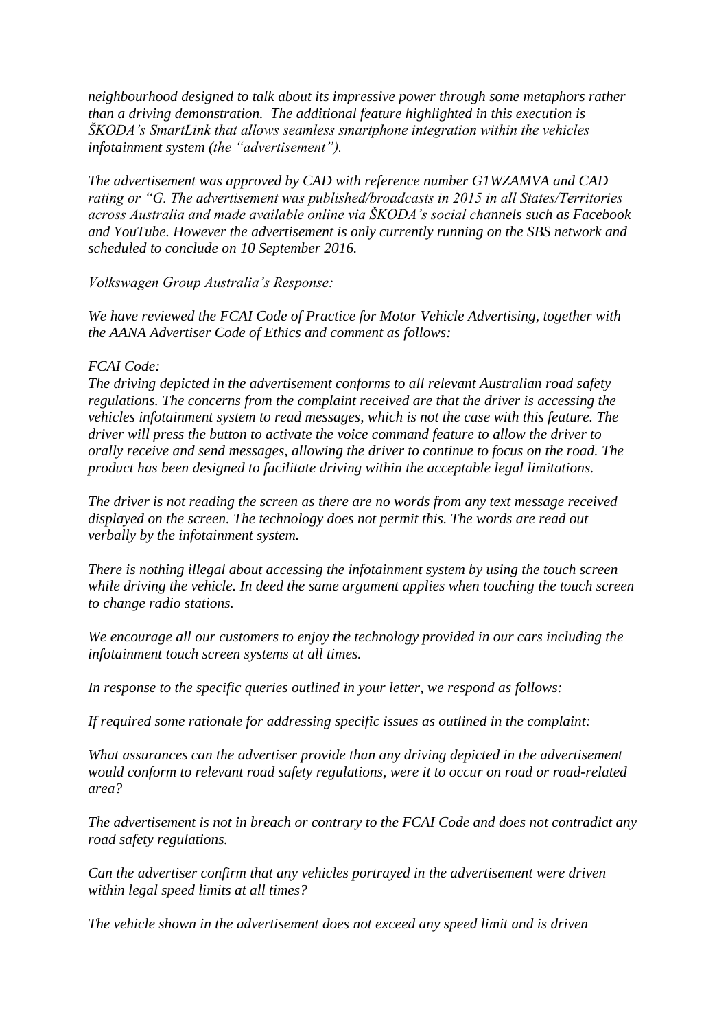*neighbourhood designed to talk about its impressive power through some metaphors rather than a driving demonstration. The additional feature highlighted in this execution is ŠKODA's SmartLink that allows seamless smartphone integration within the vehicles infotainment system (the "advertisement").*

*The advertisement was approved by CAD with reference number G1WZAMVA and CAD rating or "G. The advertisement was published/broadcasts in 2015 in all States/Territories across Australia and made available online via ŠKODA's social channels such as Facebook and YouTube. However the advertisement is only currently running on the SBS network and scheduled to conclude on 10 September 2016.*

*Volkswagen Group Australia's Response:*

*We have reviewed the FCAI Code of Practice for Motor Vehicle Advertising, together with the AANA Advertiser Code of Ethics and comment as follows:*

*FCAI Code:*
*The driving depicted in the advertisement conforms to all relevant Australian road safety regulations. The concerns from the complaint received are that the driver is accessing the vehicles infotainment system to read messages, which is not the case with this feature. The driver will press the button to activate the voice command feature to allow the driver to orally receive and send messages, allowing the driver to continue to focus on the road. The product has been designed to facilitate driving within the acceptable legal limitations.*

*The driver is not reading the screen as there are no words from any text message received displayed on the screen. The technology does not permit this. The words are read out verbally by the infotainment system.*

*There is nothing illegal about accessing the infotainment system by using the touch screen while driving the vehicle. In deed the same argument applies when touching the touch screen to change radio stations.*

*We encourage all our customers to enjoy the technology provided in our cars including the infotainment touch screen systems at all times.*

*In response to the specific queries outlined in your letter, we respond as follows:*

*If required some rationale for addressing specific issues as outlined in the complaint:*

*What assurances can the advertiser provide than any driving depicted in the advertisement would conform to relevant road safety regulations, were it to occur on road or road-related area?*

*The advertisement is not in breach or contrary to the FCAI Code and does not contradict any road safety regulations.*

*Can the advertiser confirm that any vehicles portrayed in the advertisement were driven within legal speed limits at all times?*

*The vehicle shown in the advertisement does not exceed any speed limit and is driven*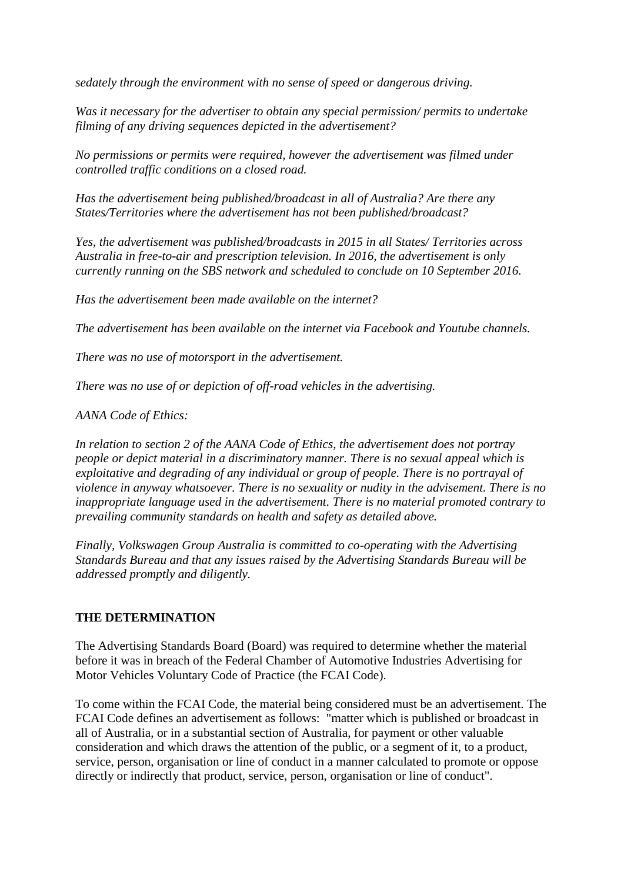*sedately through the environment with no sense of speed or dangerous driving.*

*Was it necessary for the advertiser to obtain any special permission/ permits to undertake filming of any driving sequences depicted in the advertisement?*

*No permissions or permits were required, however the advertisement was filmed under controlled traffic conditions on a closed road.*

*Has the advertisement being published/broadcast in all of Australia? Are there any States/Territories where the advertisement has not been published/broadcast?*

*Yes, the advertisement was published/broadcasts in 2015 in all States/ Territories across Australia in free-to-air and prescription television. In 2016, the advertisement is only currently running on the SBS network and scheduled to conclude on 10 September 2016.*

*Has the advertisement been made available on the internet?*

*The advertisement has been available on the internet via Facebook and Youtube channels.*

*There was no use of motorsport in the advertisement.*

*There was no use of or depiction of off-road vehicles in the advertising.*

*AANA Code of Ethics:*

*In relation to section 2 of the AANA Code of Ethics, the advertisement does not portray people or depict material in a discriminatory manner. There is no sexual appeal which is exploitative and degrading of any individual or group of people. There is no portrayal of violence in anyway whatsoever. There is no sexuality or nudity in the advisement. There is no inappropriate language used in the advertisement. There is no material promoted contrary to prevailing community standards on health and safety as detailed above.*

*Finally, Volkswagen Group Australia is committed to co-operating with the Advertising Standards Bureau and that any issues raised by the Advertising Standards Bureau will be addressed promptly and diligently.*

**THE DETERMINATION**

The Advertising Standards Board (Board) was required to determine whether the material before it was in breach of the Federal Chamber of Automotive Industries Advertising for Motor Vehicles Voluntary Code of Practice (the FCAI Code).

To come within the FCAI Code, the material being considered must be an advertisement. The FCAI Code defines an advertisement as follows: "matter which is published or broadcast in all of Australia, or in a substantial section of Australia, for payment or other valuable consideration and which draws the attention of the public, or a segment of it, to a product, service, person, organisation or line of conduct in a manner calculated to promote or oppose directly or indirectly that product, service, person, organisation or line of conduct".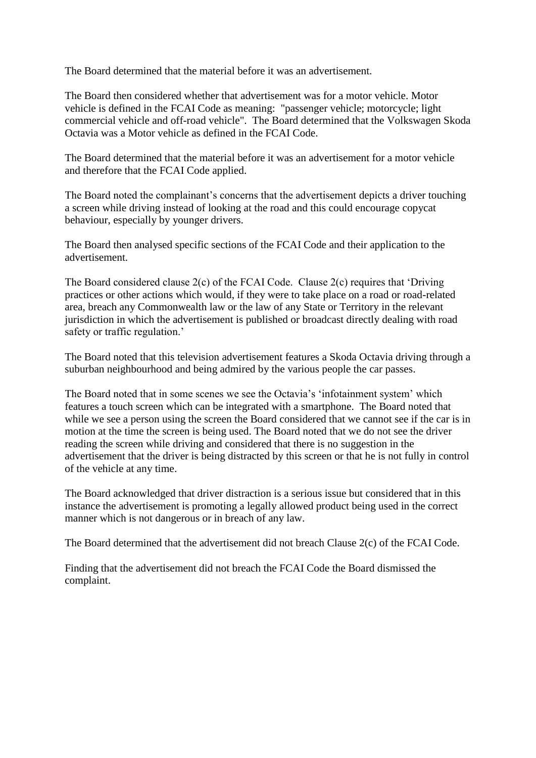The Board determined that the material before it was an advertisement.

The Board then considered whether that advertisement was for a motor vehicle. Motor vehicle is defined in the FCAI Code as meaning: "passenger vehicle; motorcycle; light commercial vehicle and off-road vehicle". The Board determined that the Volkswagen Skoda Octavia was a Motor vehicle as defined in the FCAI Code.

The Board determined that the material before it was an advertisement for a motor vehicle and therefore that the FCAI Code applied.

The Board noted the complainant's concerns that the advertisement depicts a driver touching a screen while driving instead of looking at the road and this could encourage copycat behaviour, especially by younger drivers.

The Board then analysed specific sections of the FCAI Code and their application to the advertisement.

The Board considered clause 2(c) of the FCAI Code. Clause 2(c) requires that 'Driving practices or other actions which would, if they were to take place on a road or road-related area, breach any Commonwealth law or the law of any State or Territory in the relevant jurisdiction in which the advertisement is published or broadcast directly dealing with road safety or traffic regulation.'

The Board noted that this television advertisement features a Skoda Octavia driving through a suburban neighbourhood and being admired by the various people the car passes.

The Board noted that in some scenes we see the Octavia's 'infotainment system' which features a touch screen which can be integrated with a smartphone. The Board noted that while we see a person using the screen the Board considered that we cannot see if the car is in motion at the time the screen is being used. The Board noted that we do not see the driver reading the screen while driving and considered that there is no suggestion in the advertisement that the driver is being distracted by this screen or that he is not fully in control of the vehicle at any time.

The Board acknowledged that driver distraction is a serious issue but considered that in this instance the advertisement is promoting a legally allowed product being used in the correct manner which is not dangerous or in breach of any law.

The Board determined that the advertisement did not breach Clause 2(c) of the FCAI Code.

Finding that the advertisement did not breach the FCAI Code the Board dismissed the complaint.